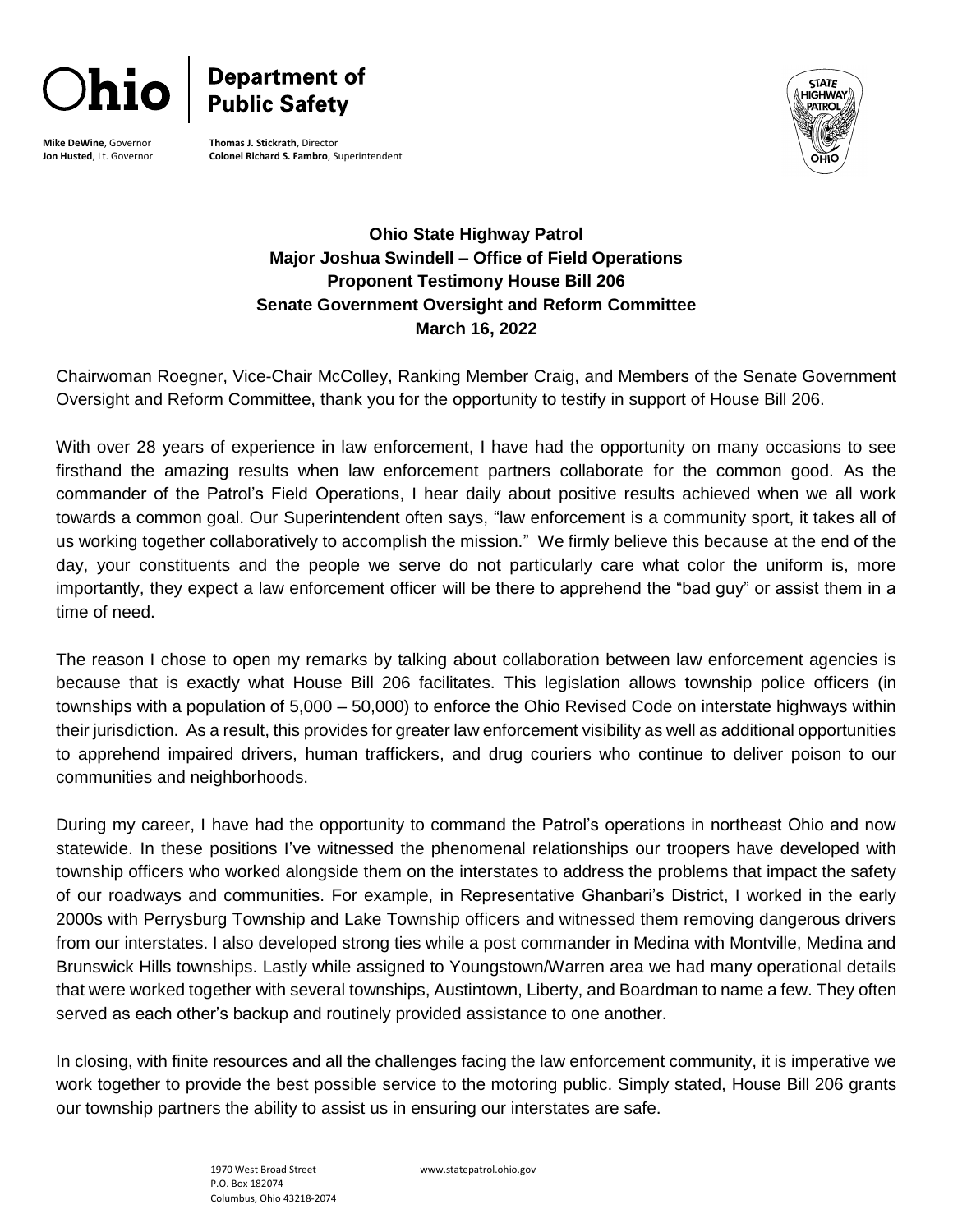**Ohio | Department of Public Safety**

**Mike DeWine**, Governor
**Jon Husted**, Lt. Governor

**Thomas J. Stickrath**, Director
**Colonel Richard S. Fambro**, Superintendent

**Ohio State Highway Patrol**
**Major Joshua Swindell – Office of Field Operations**
**Proponent Testimony House Bill 206**
**Senate Government Oversight and Reform Committee**
**March 16, 2022**

Chairwoman Roegner, Vice-Chair McColley, Ranking Member Craig, and Members of the Senate Government Oversight and Reform Committee, thank you for the opportunity to testify in support of House Bill 206.

With over 28 years of experience in law enforcement, I have had the opportunity on many occasions to see firsthand the amazing results when law enforcement partners collaborate for the common good. As the commander of the Patrol's Field Operations, I hear daily about positive results achieved when we all work towards a common goal. Our Superintendent often says, "law enforcement is a community sport, it takes all of us working together collaboratively to accomplish the mission." We firmly believe this because at the end of the day, your constituents and the people we serve do not particularly care what color the uniform is, more importantly, they expect a law enforcement officer will be there to apprehend the "bad guy" or assist them in a time of need.

The reason I chose to open my remarks by talking about collaboration between law enforcement agencies is because that is exactly what House Bill 206 facilitates. This legislation allows township police officers (in townships with a population of 5,000 – 50,000) to enforce the Ohio Revised Code on interstate highways within their jurisdiction. As a result, this provides for greater law enforcement visibility as well as additional opportunities to apprehend impaired drivers, human traffickers, and drug couriers who continue to deliver poison to our communities and neighborhoods.

During my career, I have had the opportunity to command the Patrol's operations in northeast Ohio and now statewide. In these positions I've witnessed the phenomenal relationships our troopers have developed with township officers who worked alongside them on the interstates to address the problems that impact the safety of our roadways and communities. For example, in Representative Ghanbari's District, I worked in the early 2000s with Perrysburg Township and Lake Township officers and witnessed them removing dangerous drivers from our interstates. I also developed strong ties while a post commander in Medina with Montville, Medina and Brunswick Hills townships. Lastly while assigned to Youngstown/Warren area we had many operational details that were worked together with several townships, Austintown, Liberty, and Boardman to name a few. They often served as each other's backup and routinely provided assistance to one another.

In closing, with finite resources and all the challenges facing the law enforcement community, it is imperative we work together to provide the best possible service to the motoring public. Simply stated, House Bill 206 grants our township partners the ability to assist us in ensuring our interstates are safe.

1970 West Broad Street
P.O. Box 182074
Columbus, Ohio 43218-2074

www.statepatrol.ohio.gov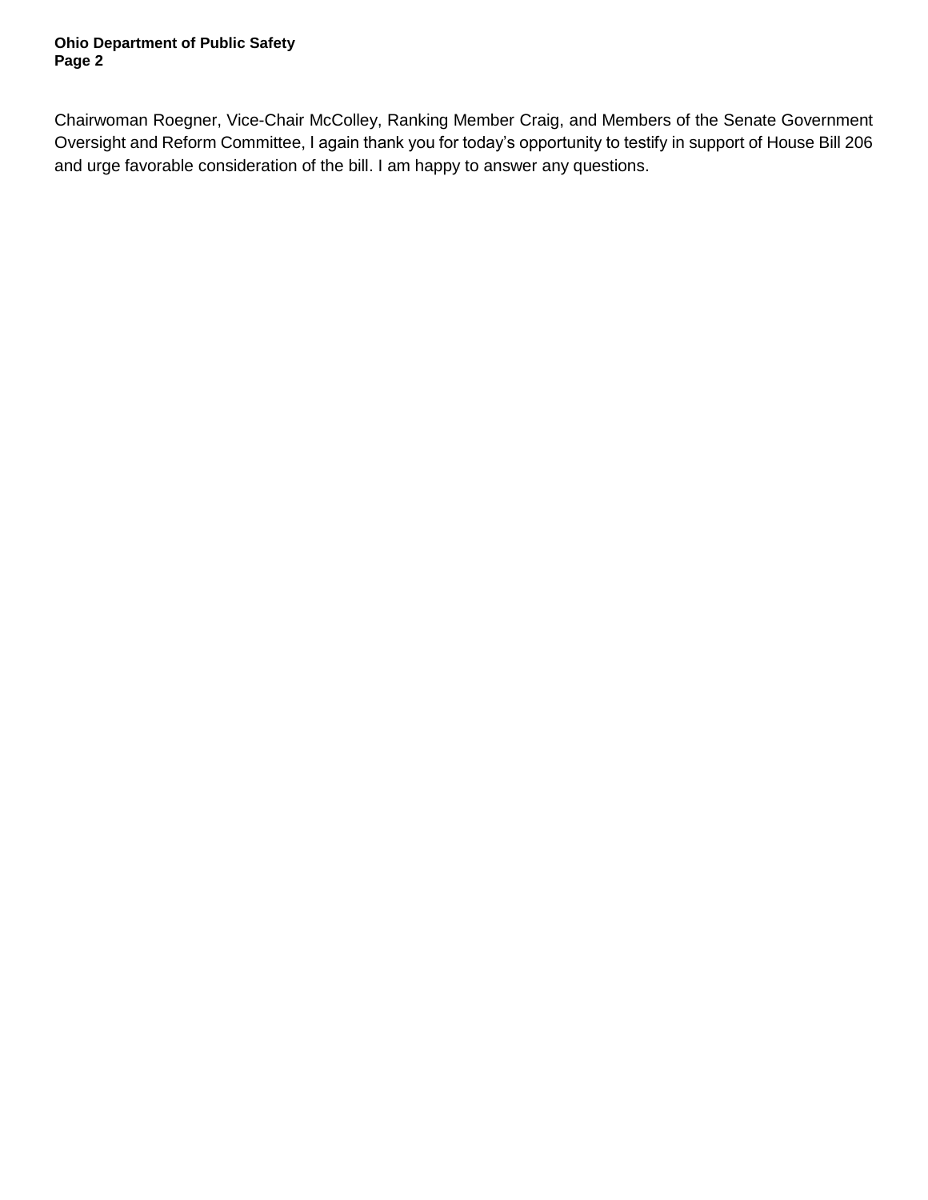Chairwoman Roegner, Vice-Chair McColley, Ranking Member Craig, and Members of the Senate Government Oversight and Reform Committee, I again thank you for today's opportunity to testify in support of House Bill 206 and urge favorable consideration of the bill. I am happy to answer any questions.